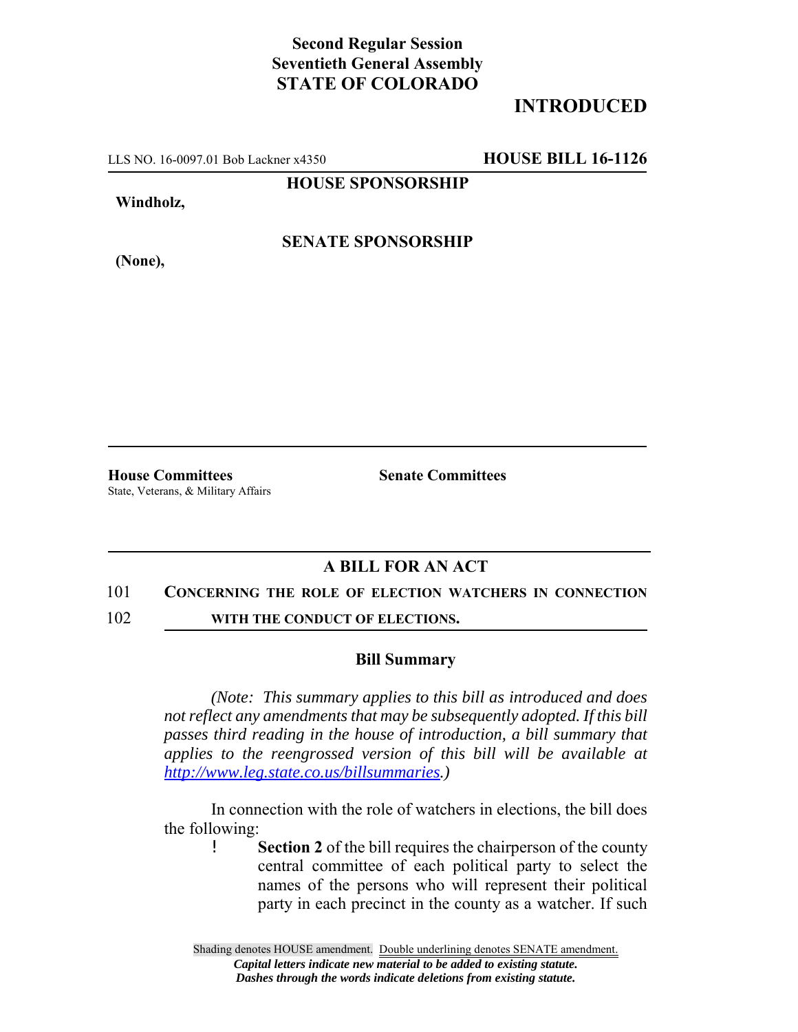**Second Regular Session**
**Seventieth General Assembly**
**STATE OF COLORADO**

# INTRODUCTED

LLS NO. 16-0097.01 Bob Lackner x4350 **HOUSE BILL 16-1126**

**HOUSE SPONSORSHIP**

**Windholz,**

**SENATE SPONSORSHIP**

**(None),**

---

**House Committees**
State, Veterans, & Military Affairs

**Senate Committees**

---

## A BILL FOR AN ACT

101 **CONCERNING THE ROLE OF ELECTION WATCHERS IN CONNECTION**
102 **WITH THE CONDUCT OF ELECTIONS.**

### Bill Summary

*(Note: This summary applies to this bill as introduced and does not reflect any amendments that may be subsequently adopted. If this bill passes third reading in the house of introduction, a bill summary that applies to the reengrossed version of this bill will be available at http://www.leg.state.co.us/billsummaries.)*

In connection with the role of watchers in elections, the bill does the following:

- **Section 2** of the bill requires the chairperson of the county central committee of each political party to select the names of the persons who will represent their political party in each precinct in the county as a watcher. If such

Shading denotes HOUSE amendment. Double underlining denotes SENATE amendment.
*Capital letters indicate new material to be added to existing statute.*
*Dashes through the words indicate deletions from existing statute.*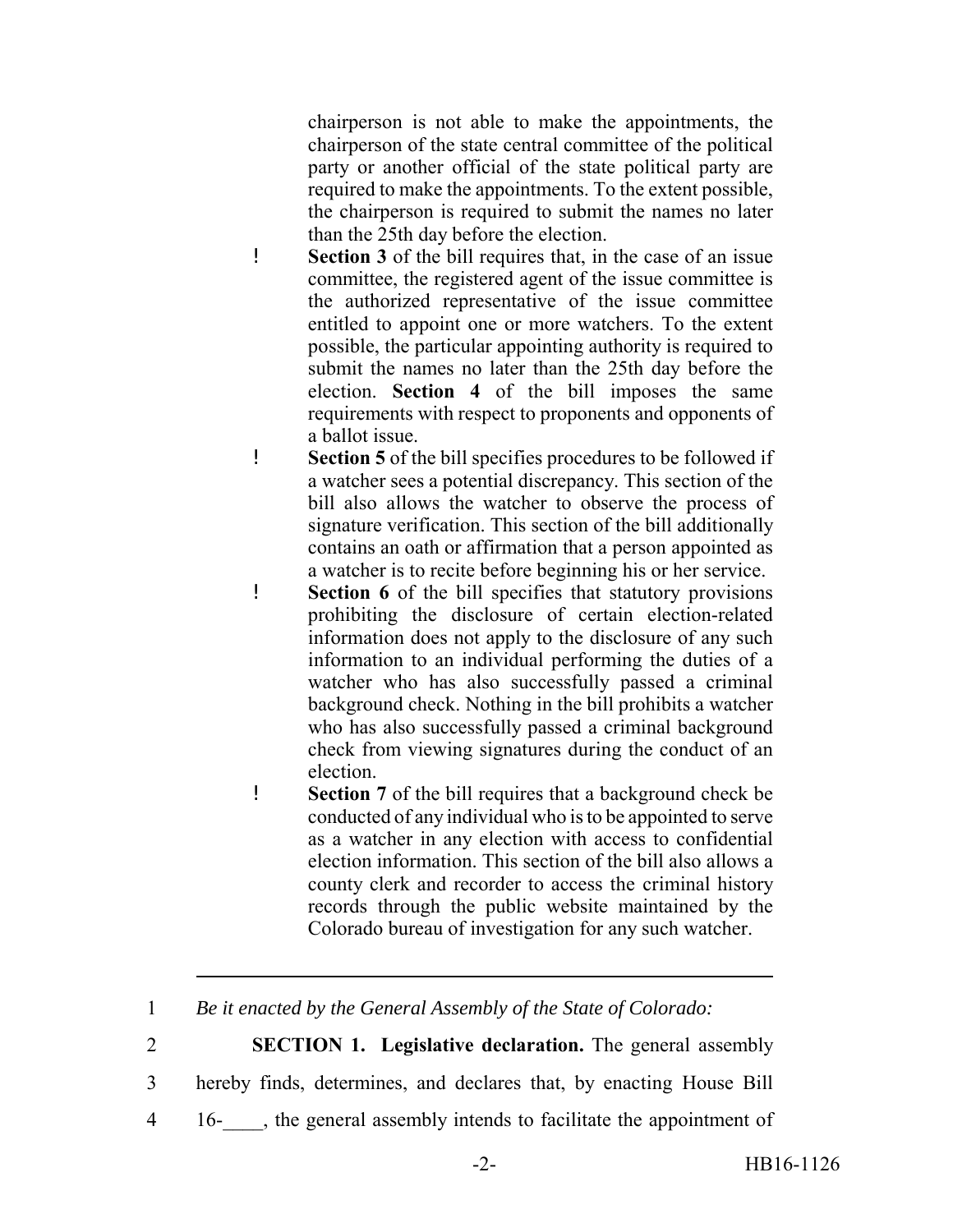chairperson is not able to make the appointments, the chairperson of the state central committee of the political party or another official of the state political party are required to make the appointments. To the extent possible, the chairperson is required to submit the names no later than the 25th day before the election.

- **Section 3** of the bill requires that, in the case of an issue committee, the registered agent of the issue committee is the authorized representative of the issue committee entitled to appoint one or more watchers. To the extent possible, the particular appointing authority is required to submit the names no later than the 25th day before the election. **Section 4** of the bill imposes the same requirements with respect to proponents and opponents of a ballot issue.
- **Section 5** of the bill specifies procedures to be followed if a watcher sees a potential discrepancy. This section of the bill also allows the watcher to observe the process of signature verification. This section of the bill additionally contains an oath or affirmation that a person appointed as a watcher is to recite before beginning his or her service.
- **Section 6** of the bill specifies that statutory provisions prohibiting the disclosure of certain election-related information does not apply to the disclosure of any such information to an individual performing the duties of a watcher who has also successfully passed a criminal background check. Nothing in the bill prohibits a watcher who has also successfully passed a criminal background check from viewing signatures during the conduct of an election.
- **Section 7** of the bill requires that a background check be conducted of any individual who is to be appointed to serve as a watcher in any election with access to confidential election information. This section of the bill also allows a county clerk and recorder to access the criminal history records through the public website maintained by the Colorado bureau of investigation for any such watcher.

---

1 *Be it enacted by the General Assembly of the State of Colorado:*

2 **SECTION 1. Legislative declaration.** The general assembly

3 hereby finds, determines, and declares that, by enacting House Bill

4 16-\_\_\_\_, the general assembly intends to facilitate the appointment of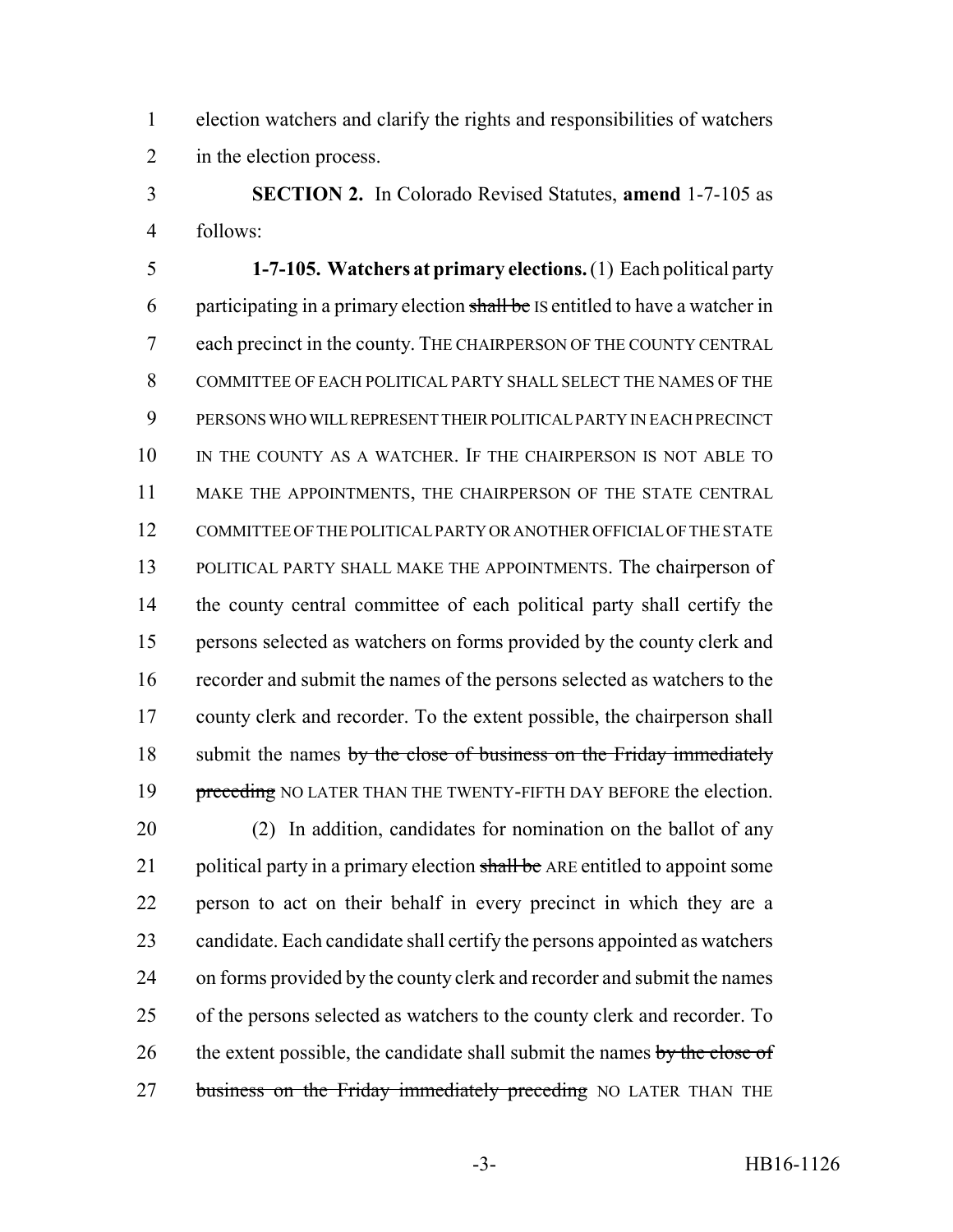election watchers and clarify the rights and responsibilities of watchers in the election process.

**SECTION 2.** In Colorado Revised Statutes, **amend** 1-7-105 as follows:

**1-7-105. Watchers at primary elections.** (1) Each political party participating in a primary election ~~shall be~~ IS entitled to have a watcher in each precinct in the county. THE CHAIRPERSON OF THE COUNTY CENTRAL COMMITTEE OF EACH POLITICAL PARTY SHALL SELECT THE NAMES OF THE PERSONS WHO WILL REPRESENT THEIR POLITICAL PARTY IN EACH PRECINCT IN THE COUNTY AS A WATCHER. IF THE CHAIRPERSON IS NOT ABLE TO MAKE THE APPOINTMENTS, THE CHAIRPERSON OF THE STATE CENTRAL COMMITTEE OF THE POLITICAL PARTY OR ANOTHER OFFICIAL OF THE STATE POLITICAL PARTY SHALL MAKE THE APPOINTMENTS. The chairperson of the county central committee of each political party shall certify the persons selected as watchers on forms provided by the county clerk and recorder and submit the names of the persons selected as watchers to the county clerk and recorder. To the extent possible, the chairperson shall submit the names ~~by the close of business on the Friday immediately preceding~~ NO LATER THAN THE TWENTY-FIFTH DAY BEFORE the election.

(2) In addition, candidates for nomination on the ballot of any political party in a primary election ~~shall be~~ ARE entitled to appoint some person to act on their behalf in every precinct in which they are a candidate. Each candidate shall certify the persons appointed as watchers on forms provided by the county clerk and recorder and submit the names of the persons selected as watchers to the county clerk and recorder. To the extent possible, the candidate shall submit the names ~~by the close of business on the Friday immediately preceding~~ NO LATER THAN THE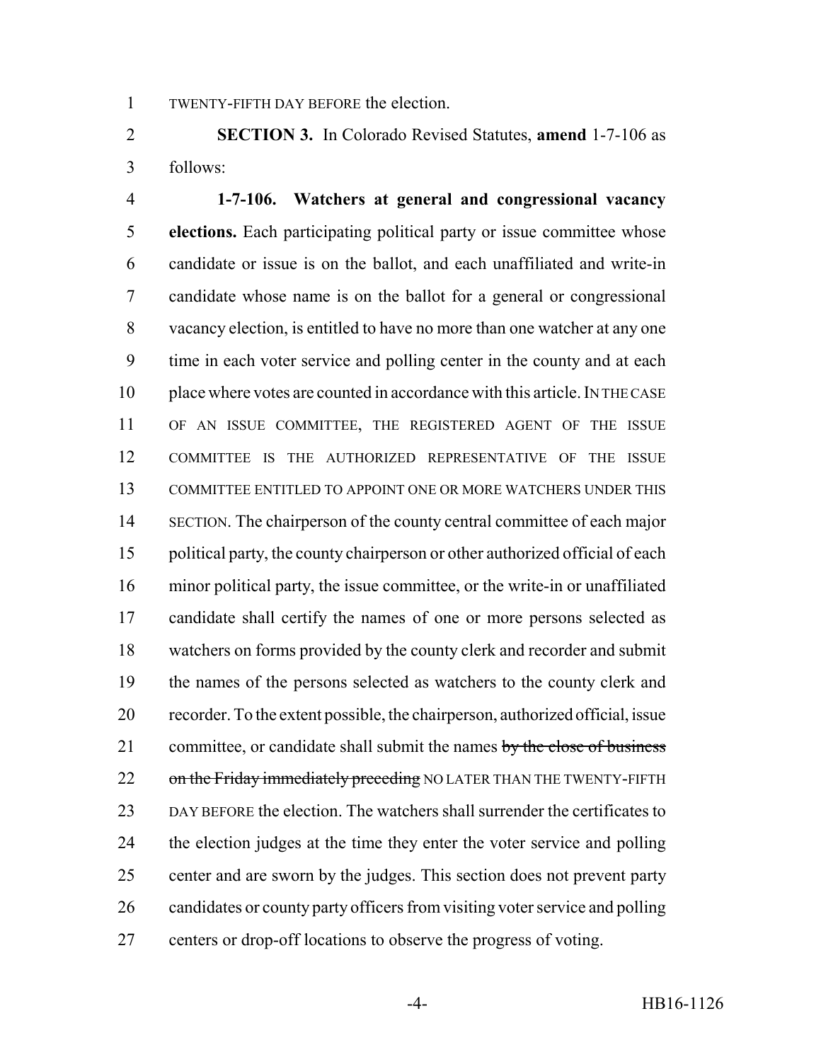TWENTY-FIFTH DAY BEFORE the election.

**SECTION 3.** In Colorado Revised Statutes, **amend** 1-7-106 as follows:

**1-7-106. Watchers at general and congressional vacancy elections.** Each participating political party or issue committee whose candidate or issue is on the ballot, and each unaffiliated and write-in candidate whose name is on the ballot for a general or congressional vacancy election, is entitled to have no more than one watcher at any one time in each voter service and polling center in the county and at each place where votes are counted in accordance with this article. IN THE CASE OF AN ISSUE COMMITTEE, THE REGISTERED AGENT OF THE ISSUE COMMITTEE IS THE AUTHORIZED REPRESENTATIVE OF THE ISSUE COMMITTEE ENTITLED TO APPOINT ONE OR MORE WATCHERS UNDER THIS SECTION. The chairperson of the county central committee of each major political party, the county chairperson or other authorized official of each minor political party, the issue committee, or the write-in or unaffiliated candidate shall certify the names of one or more persons selected as watchers on forms provided by the county clerk and recorder and submit the names of the persons selected as watchers to the county clerk and recorder. To the extent possible, the chairperson, authorized official, issue committee, or candidate shall submit the names ~~by the close of business on the Friday immediately preceding~~ NO LATER THAN THE TWENTY-FIFTH DAY BEFORE the election. The watchers shall surrender the certificates to the election judges at the time they enter the voter service and polling center and are sworn by the judges. This section does not prevent party candidates or county party officers from visiting voter service and polling centers or drop-off locations to observe the progress of voting.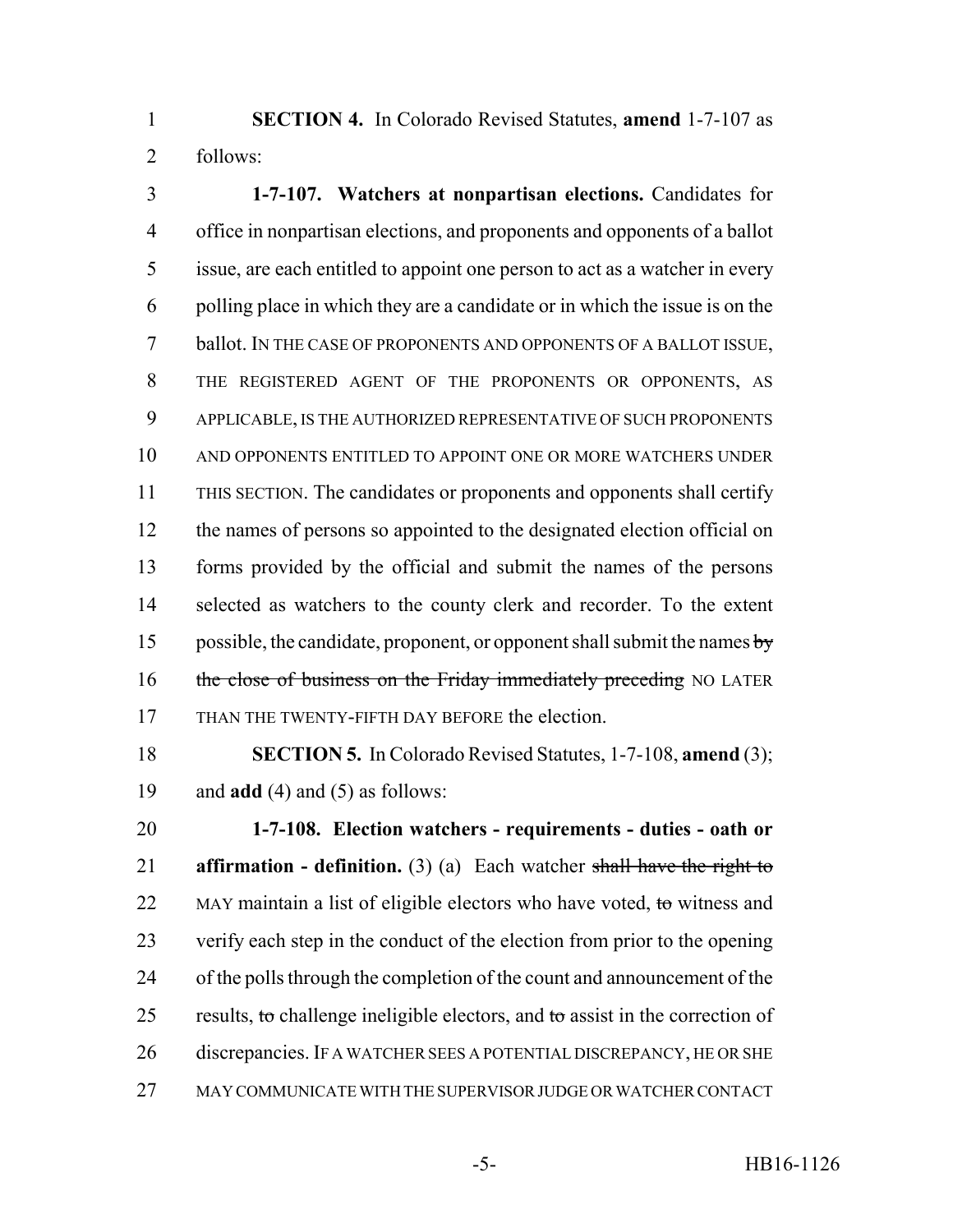**SECTION 4.** In Colorado Revised Statutes, **amend** 1-7-107 as follows:

**1-7-107. Watchers at nonpartisan elections.** Candidates for office in nonpartisan elections, and proponents and opponents of a ballot issue, are each entitled to appoint one person to act as a watcher in every polling place in which they are a candidate or in which the issue is on the ballot. IN THE CASE OF PROPONENTS AND OPPONENTS OF A BALLOT ISSUE, THE REGISTERED AGENT OF THE PROPONENTS OR OPPONENTS, AS APPLICABLE, IS THE AUTHORIZED REPRESENTATIVE OF SUCH PROPONENTS AND OPPONENTS ENTITLED TO APPOINT ONE OR MORE WATCHERS UNDER THIS SECTION. The candidates or proponents and opponents shall certify the names of persons so appointed to the designated election official on forms provided by the official and submit the names of the persons selected as watchers to the county clerk and recorder. To the extent possible, the candidate, proponent, or opponent shall submit the names ~~by the close of business on the Friday immediately preceding~~ NO LATER THAN THE TWENTY-FIFTH DAY BEFORE the election.

**SECTION 5.** In Colorado Revised Statutes, 1-7-108, **amend** (3); and **add** (4) and (5) as follows:

**1-7-108. Election watchers - requirements - duties - oath or affirmation - definition.** (3) (a) Each watcher ~~shall have the right to~~ MAY maintain a list of eligible electors who have voted, ~~to~~ witness and verify each step in the conduct of the election from prior to the opening of the polls through the completion of the count and announcement of the results, ~~to~~ challenge ineligible electors, and ~~to~~ assist in the correction of discrepancies. IF A WATCHER SEES A POTENTIAL DISCREPANCY, HE OR SHE MAY COMMUNICATE WITH THE SUPERVISOR JUDGE OR WATCHER CONTACT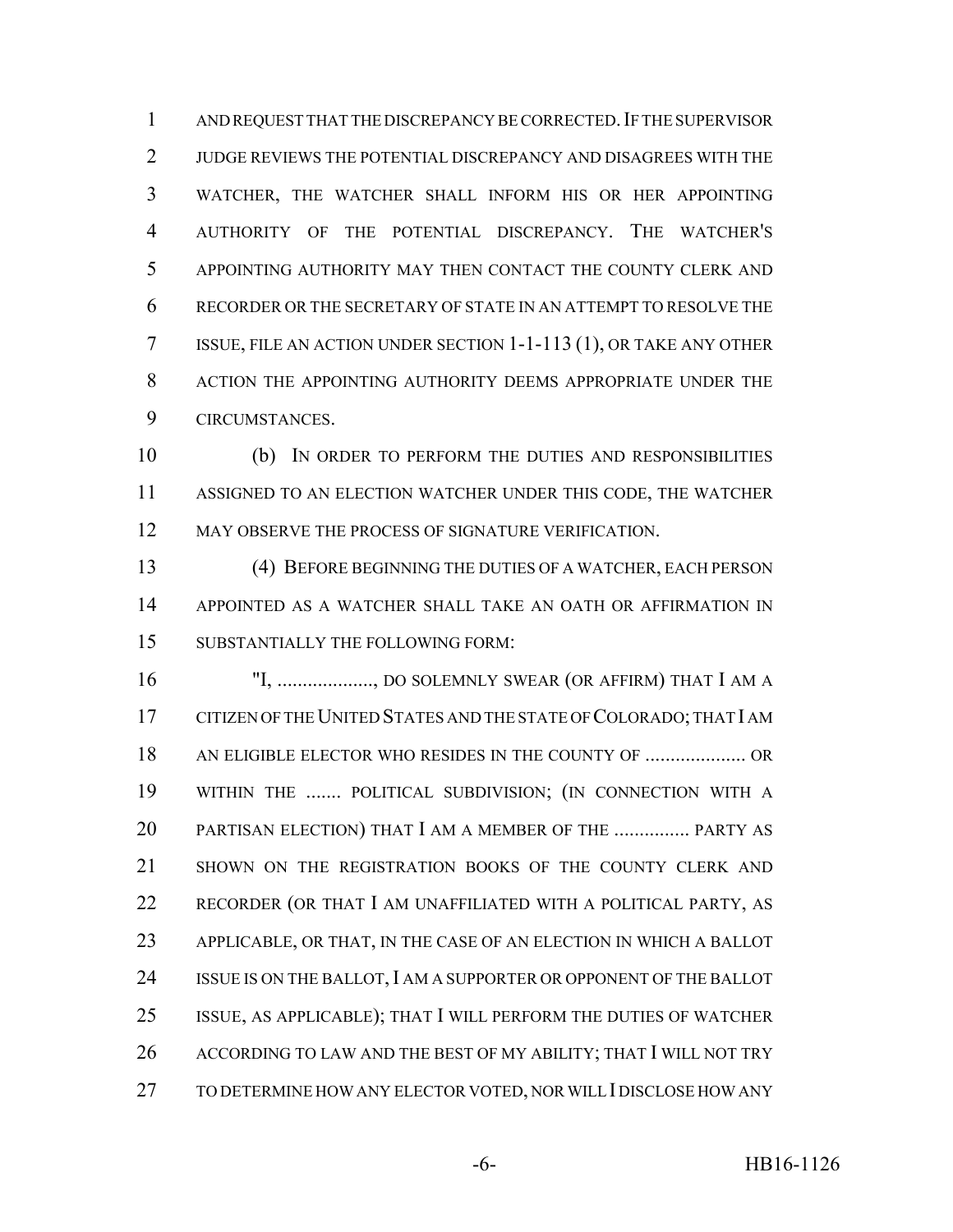AND REQUEST THAT THE DISCREPANCY BE CORRECTED. IF THE SUPERVISOR JUDGE REVIEWS THE POTENTIAL DISCREPANCY AND DISAGREES WITH THE WATCHER, THE WATCHER SHALL INFORM HIS OR HER APPOINTING AUTHORITY OF THE POTENTIAL DISCREPANCY. THE WATCHER'S APPOINTING AUTHORITY MAY THEN CONTACT THE COUNTY CLERK AND RECORDER OR THE SECRETARY OF STATE IN AN ATTEMPT TO RESOLVE THE ISSUE, FILE AN ACTION UNDER SECTION 1-1-113 (1), OR TAKE ANY OTHER ACTION THE APPOINTING AUTHORITY DEEMS APPROPRIATE UNDER THE CIRCUMSTANCES.

(b) IN ORDER TO PERFORM THE DUTIES AND RESPONSIBILITIES ASSIGNED TO AN ELECTION WATCHER UNDER THIS CODE, THE WATCHER MAY OBSERVE THE PROCESS OF SIGNATURE VERIFICATION.

(4) BEFORE BEGINNING THE DUTIES OF A WATCHER, EACH PERSON APPOINTED AS A WATCHER SHALL TAKE AN OATH OR AFFIRMATION IN SUBSTANTIALLY THE FOLLOWING FORM:

"I, ..................., DO SOLEMNLY SWEAR (OR AFFIRM) THAT I AM A CITIZEN OF THE UNITED STATES AND THE STATE OF COLORADO; THAT I AM AN ELIGIBLE ELECTOR WHO RESIDES IN THE COUNTY OF .................... OR WITHIN THE ....... POLITICAL SUBDIVISION; (IN CONNECTION WITH A PARTISAN ELECTION) THAT I AM A MEMBER OF THE ............... PARTY AS SHOWN ON THE REGISTRATION BOOKS OF THE COUNTY CLERK AND RECORDER (OR THAT I AM UNAFFILIATED WITH A POLITICAL PARTY, AS APPLICABLE, OR THAT, IN THE CASE OF AN ELECTION IN WHICH A BALLOT ISSUE IS ON THE BALLOT, I AM A SUPPORTER OR OPPONENT OF THE BALLOT ISSUE, AS APPLICABLE); THAT I WILL PERFORM THE DUTIES OF WATCHER ACCORDING TO LAW AND THE BEST OF MY ABILITY; THAT I WILL NOT TRY TO DETERMINE HOW ANY ELECTOR VOTED, NOR WILL I DISCLOSE HOW ANY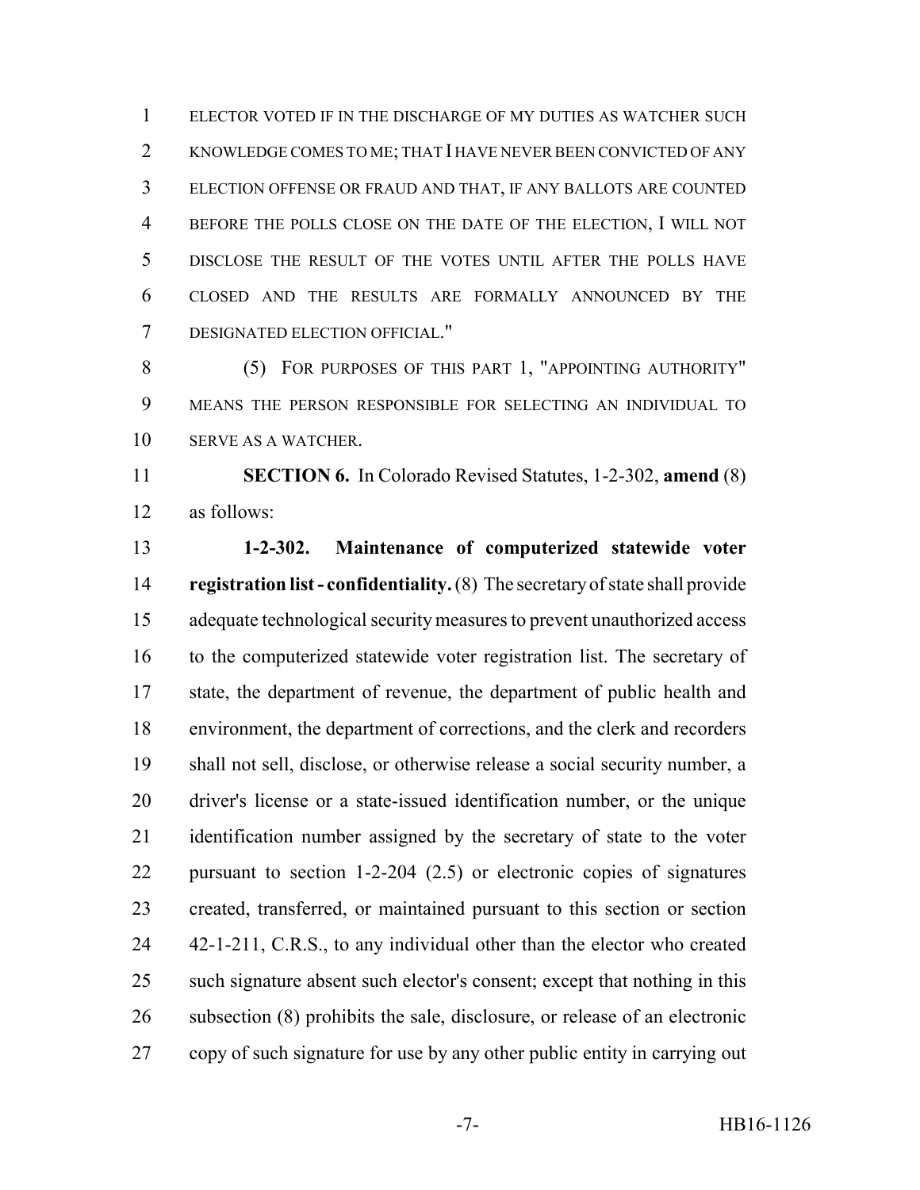ELECTOR VOTED IF IN THE DISCHARGE OF MY DUTIES AS WATCHER SUCH KNOWLEDGE COMES TO ME; THAT I HAVE NEVER BEEN CONVICTED OF ANY ELECTION OFFENSE OR FRAUD AND THAT, IF ANY BALLOTS ARE COUNTED BEFORE THE POLLS CLOSE ON THE DATE OF THE ELECTION, I WILL NOT DISCLOSE THE RESULT OF THE VOTES UNTIL AFTER THE POLLS HAVE CLOSED AND THE RESULTS ARE FORMALLY ANNOUNCED BY THE DESIGNATED ELECTION OFFICIAL."

(5) FOR PURPOSES OF THIS PART 1, "APPOINTING AUTHORITY" MEANS THE PERSON RESPONSIBLE FOR SELECTING AN INDIVIDUAL TO SERVE AS A WATCHER.

**SECTION 6.** In Colorado Revised Statutes, 1-2-302, **amend** (8) as follows:

**1-2-302. Maintenance of computerized statewide voter registration list - confidentiality.** (8) The secretary of state shall provide adequate technological security measures to prevent unauthorized access to the computerized statewide voter registration list. The secretary of state, the department of revenue, the department of public health and environment, the department of corrections, and the clerk and recorders shall not sell, disclose, or otherwise release a social security number, a driver's license or a state-issued identification number, or the unique identification number assigned by the secretary of state to the voter pursuant to section 1-2-204 (2.5) or electronic copies of signatures created, transferred, or maintained pursuant to this section or section 42-1-211, C.R.S., to any individual other than the elector who created such signature absent such elector's consent; except that nothing in this subsection (8) prohibits the sale, disclosure, or release of an electronic copy of such signature for use by any other public entity in carrying out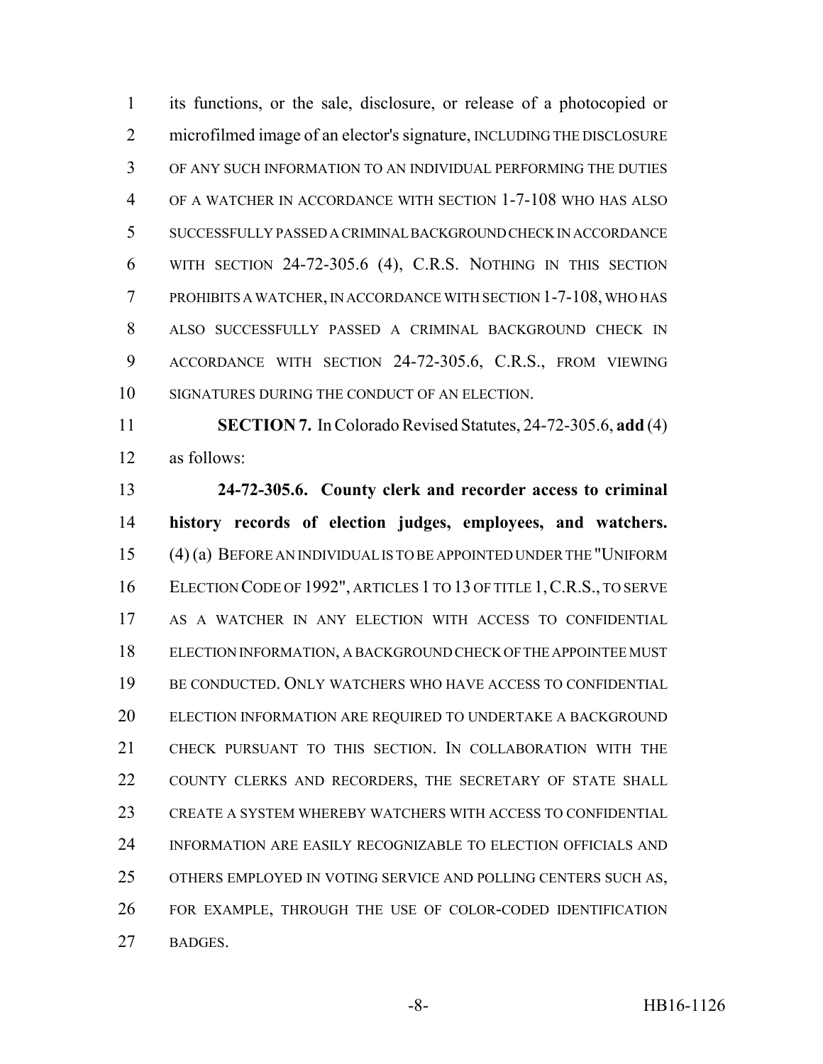its functions, or the sale, disclosure, or release of a photocopied or microfilmed image of an elector's signature, INCLUDING THE DISCLOSURE OF ANY SUCH INFORMATION TO AN INDIVIDUAL PERFORMING THE DUTIES OF A WATCHER IN ACCORDANCE WITH SECTION 1-7-108 WHO HAS ALSO SUCCESSFULLY PASSED A CRIMINAL BACKGROUND CHECK IN ACCORDANCE WITH SECTION 24-72-305.6 (4), C.R.S. NOTHING IN THIS SECTION PROHIBITS A WATCHER, IN ACCORDANCE WITH SECTION 1-7-108, WHO HAS ALSO SUCCESSFULLY PASSED A CRIMINAL BACKGROUND CHECK IN ACCORDANCE WITH SECTION 24-72-305.6, C.R.S., FROM VIEWING SIGNATURES DURING THE CONDUCT OF AN ELECTION.

**SECTION 7.** In Colorado Revised Statutes, 24-72-305.6, **add** (4) as follows:

**24-72-305.6. County clerk and recorder access to criminal history records of election judges, employees, and watchers.** (4) (a) BEFORE AN INDIVIDUAL IS TO BE APPOINTED UNDER THE "UNIFORM ELECTION CODE OF 1992", ARTICLES 1 TO 13 OF TITLE 1, C.R.S., TO SERVE AS A WATCHER IN ANY ELECTION WITH ACCESS TO CONFIDENTIAL ELECTION INFORMATION, A BACKGROUND CHECK OF THE APPOINTEE MUST BE CONDUCTED. ONLY WATCHERS WHO HAVE ACCESS TO CONFIDENTIAL ELECTION INFORMATION ARE REQUIRED TO UNDERTAKE A BACKGROUND CHECK PURSUANT TO THIS SECTION. IN COLLABORATION WITH THE COUNTY CLERKS AND RECORDERS, THE SECRETARY OF STATE SHALL CREATE A SYSTEM WHEREBY WATCHERS WITH ACCESS TO CONFIDENTIAL INFORMATION ARE EASILY RECOGNIZABLE TO ELECTION OFFICIALS AND OTHERS EMPLOYED IN VOTING SERVICE AND POLLING CENTERS SUCH AS, FOR EXAMPLE, THROUGH THE USE OF COLOR-CODED IDENTIFICATION BADGES.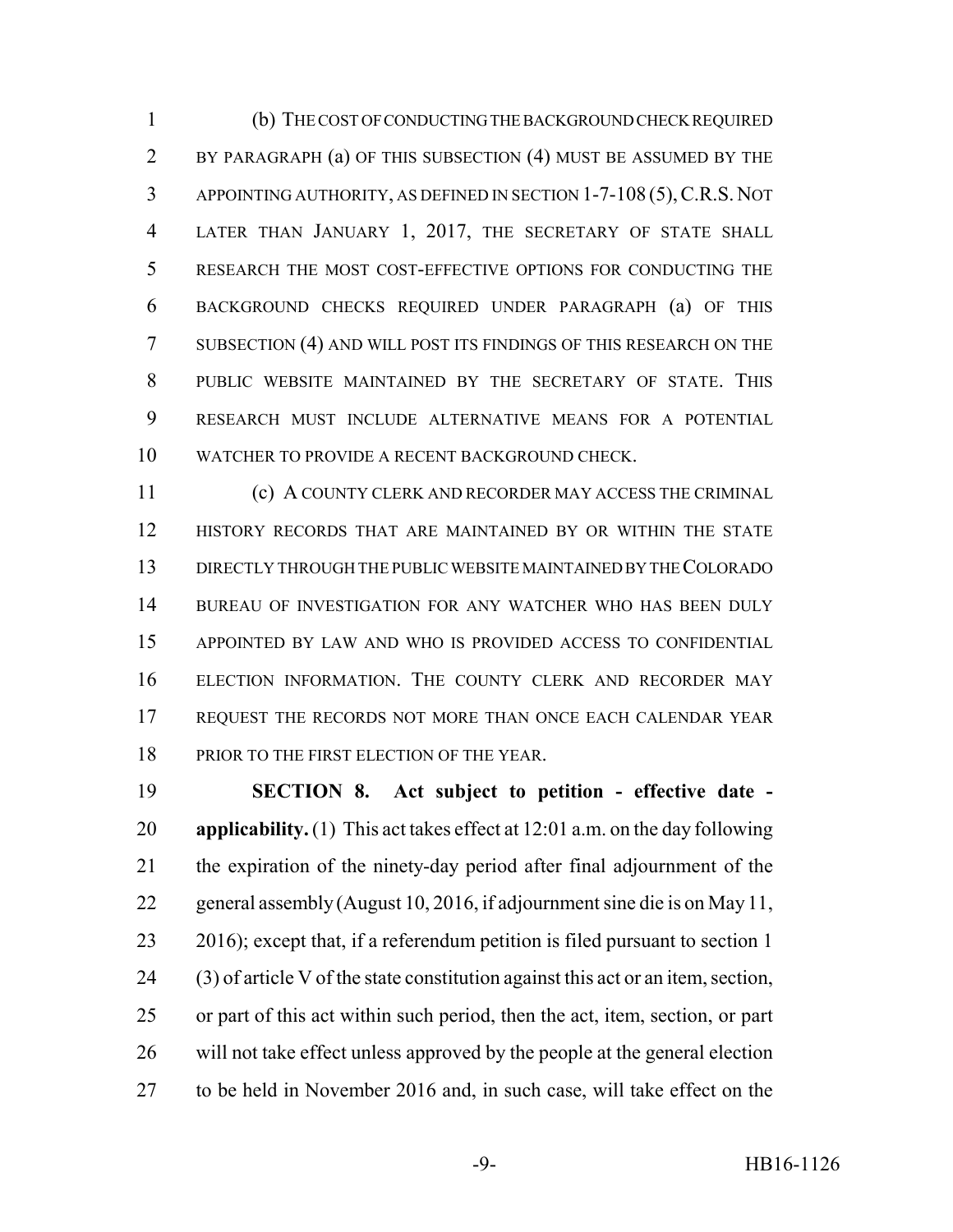(b) THE COST OF CONDUCTING THE BACKGROUND CHECK REQUIRED BY PARAGRAPH (a) OF THIS SUBSECTION (4) MUST BE ASSUMED BY THE APPOINTING AUTHORITY, AS DEFINED IN SECTION 1-7-108 (5), C.R.S. NOT LATER THAN JANUARY 1, 2017, THE SECRETARY OF STATE SHALL RESEARCH THE MOST COST-EFFECTIVE OPTIONS FOR CONDUCTING THE BACKGROUND CHECKS REQUIRED UNDER PARAGRAPH (a) OF THIS SUBSECTION (4) AND WILL POST ITS FINDINGS OF THIS RESEARCH ON THE PUBLIC WEBSITE MAINTAINED BY THE SECRETARY OF STATE. THIS RESEARCH MUST INCLUDE ALTERNATIVE MEANS FOR A POTENTIAL WATCHER TO PROVIDE A RECENT BACKGROUND CHECK.

(c) A COUNTY CLERK AND RECORDER MAY ACCESS THE CRIMINAL HISTORY RECORDS THAT ARE MAINTAINED BY OR WITHIN THE STATE DIRECTLY THROUGH THE PUBLIC WEBSITE MAINTAINED BY THE COLORADO BUREAU OF INVESTIGATION FOR ANY WATCHER WHO HAS BEEN DULY APPOINTED BY LAW AND WHO IS PROVIDED ACCESS TO CONFIDENTIAL ELECTION INFORMATION. THE COUNTY CLERK AND RECORDER MAY REQUEST THE RECORDS NOT MORE THAN ONCE EACH CALENDAR YEAR PRIOR TO THE FIRST ELECTION OF THE YEAR.

**SECTION 8. Act subject to petition - effective date - applicability.** (1) This act takes effect at 12:01 a.m. on the day following the expiration of the ninety-day period after final adjournment of the general assembly (August 10, 2016, if adjournment sine die is on May 11, 2016); except that, if a referendum petition is filed pursuant to section 1 (3) of article V of the state constitution against this act or an item, section, or part of this act within such period, then the act, item, section, or part will not take effect unless approved by the people at the general election to be held in November 2016 and, in such case, will take effect on the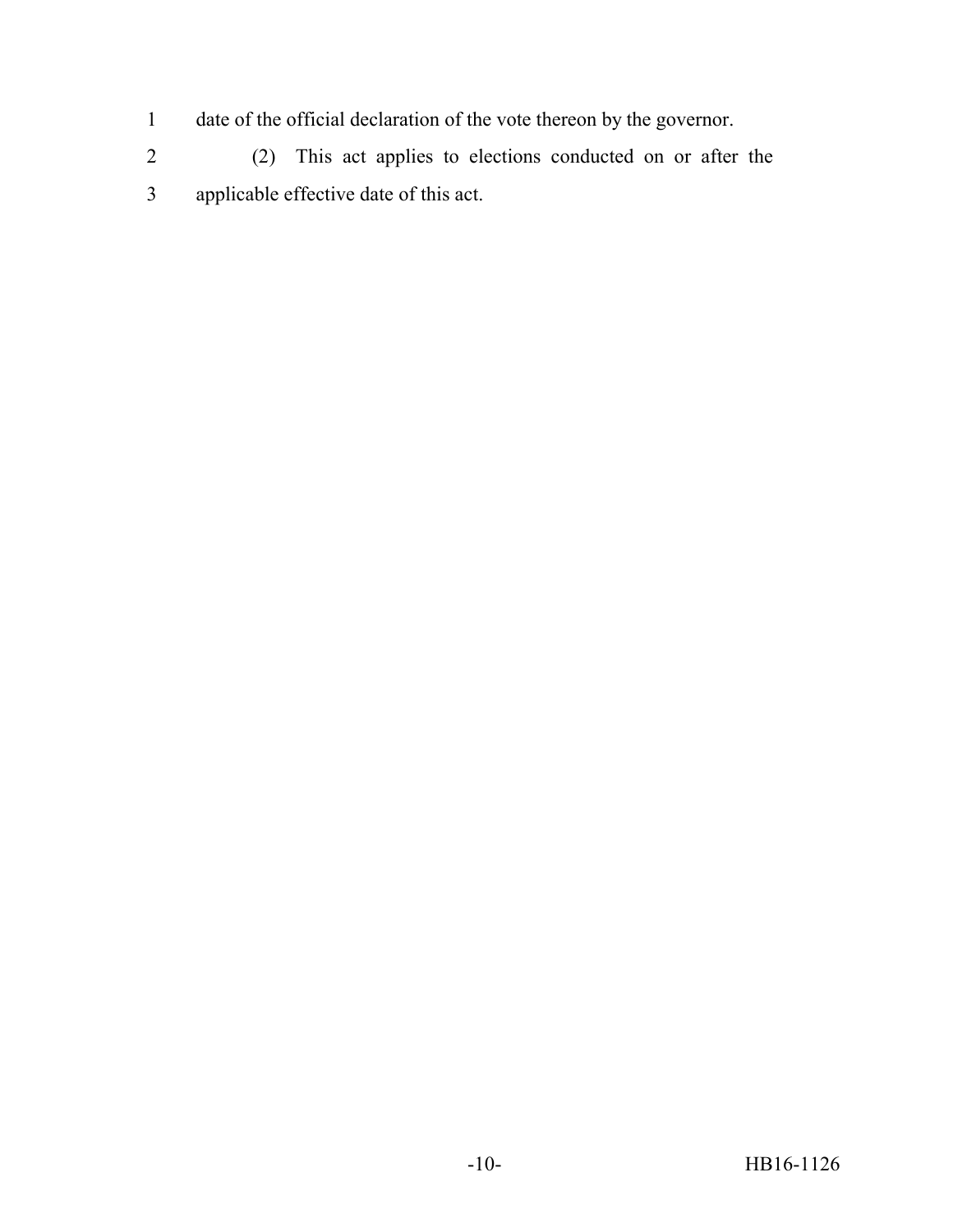date of the official declaration of the vote thereon by the governor.

(2) This act applies to elections conducted on or after the applicable effective date of this act.